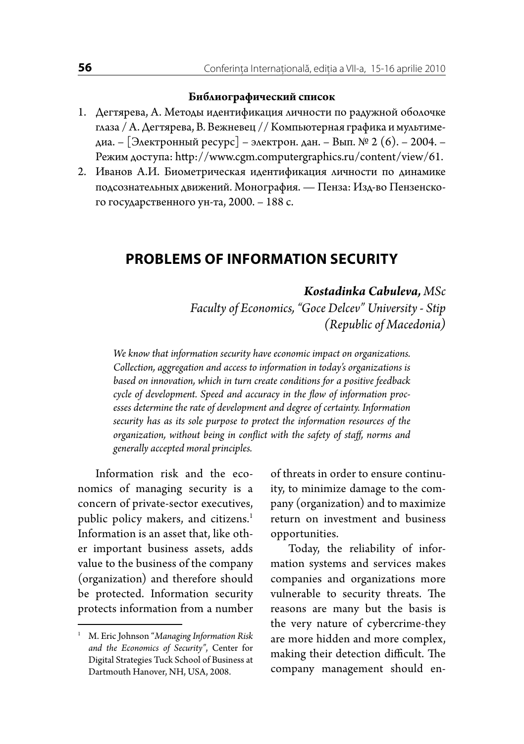**Библиографический список**

1. Дегтярева, А. Методы идентификация личности по радужной оболочке глаза / А. Дегтярева, В. Вежневец // Компьютерная графика и мультимедиа. – [Электронный ресурс] – электрон. дан. – Вып. № 2 (6). – 2004. – Режим доступа: http://www.cgm.computergraphics.ru/content/view/61.
2. Иванов А.И. Биометрическая идентификация личности по динамике подсознательных движений. Монография. — Пенза: Изд-во Пензенского государственного ун-та, 2000. – 188 с.

# PROBLEMS OF INFORMATION SECURITY

***Kostadinka Cabuleva,** MSc*

*Faculty of Economics, "Goce Delcev" University - Stip (Republic of Macedonia)*

*We know that information security have economic impact on organizations. Collection, aggregation and access to information in today's organizations is based on innovation, which in turn create conditions for a positive feedback cycle of development. Speed and accuracy in the flow of information processes determine the rate of development and degree of certainty. Information security has as its sole purpose to protect the information resources of the organization, without being in conflict with the safety of staff, norms and generally accepted moral principles.*

Information risk and the economics of managing security is a concern of private-sector executives, public policy makers, and citizens.[1] Information is an asset that, like other important business assets, adds value to the business of the company (organization) and therefore should be protected. Information security protects information from a number of threats in order to ensure continuity, to minimize damage to the company (organization) and to maximize return on investment and business opportunities.

Today, the reliability of information systems and services makes companies and organizations more vulnerable to security threats. The reasons are many but the basis is the very nature of cybercrime-they are more hidden and more complex, making their detection difficult. The company management should en-

[1] M. Eric Johnson "*Managing Information Risk and the Economics of Security*", Center for Digital Strategies Tuck School of Business at Dartmouth Hanover, NH, USA, 2008.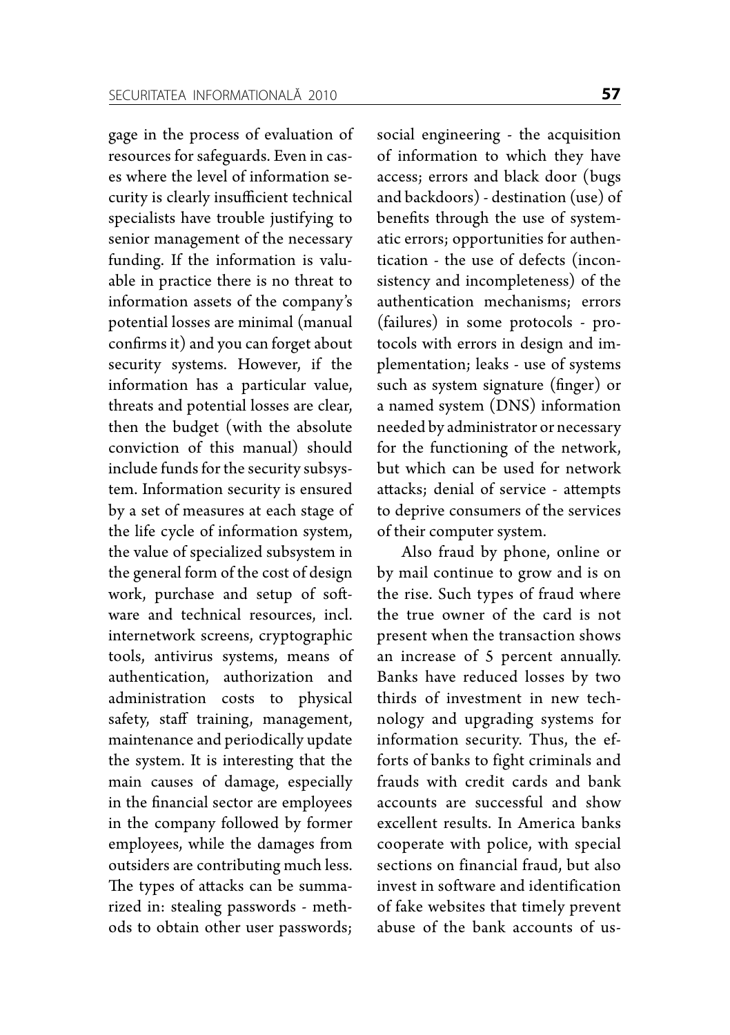gage in the process of evaluation of resources for safeguards. Even in cases where the level of information security is clearly insufficient technical specialists have trouble justifying to senior management of the necessary funding. If the information is valuable in practice there is no threat to information assets of the company's potential losses are minimal (manual confirms it) and you can forget about security systems. However, if the information has a particular value, threats and potential losses are clear, then the budget (with the absolute conviction of this manual) should include funds for the security subsystem. Information security is ensured by a set of measures at each stage of the life cycle of information system, the value of specialized subsystem in the general form of the cost of design work, purchase and setup of software and technical resources, incl. internetwork screens, cryptographic tools, antivirus systems, means of authentication, authorization and administration costs to physical safety, staff training, management, maintenance and periodically update the system. It is interesting that the main causes of damage, especially in the financial sector are employees in the company followed by former employees, while the damages from outsiders are contributing much less. The types of attacks can be summarized in: stealing passwords - methods to obtain other user passwords; social engineering - the acquisition of information to which they have access; errors and black door (bugs and backdoors) - destination (use) of benefits through the use of systematic errors; opportunities for authentication - the use of defects (inconsistency and incompleteness) of the authentication mechanisms; errors (failures) in some protocols - protocols with errors in design and implementation; leaks - use of systems such as system signature (finger) or a named system (DNS) information needed by administrator or necessary for the functioning of the network, but which can be used for network attacks; denial of service - attempts to deprive consumers of the services of their computer system.

Also fraud by phone, online or by mail continue to grow and is on the rise. Such types of fraud where the true owner of the card is not present when the transaction shows an increase of 5 percent annually. Banks have reduced losses by two thirds of investment in new technology and upgrading systems for information security. Thus, the efforts of banks to fight criminals and frauds with credit cards and bank accounts are successful and show excellent results. In America banks cooperate with police, with special sections on financial fraud, but also invest in software and identification of fake websites that timely prevent abuse of the bank accounts of us-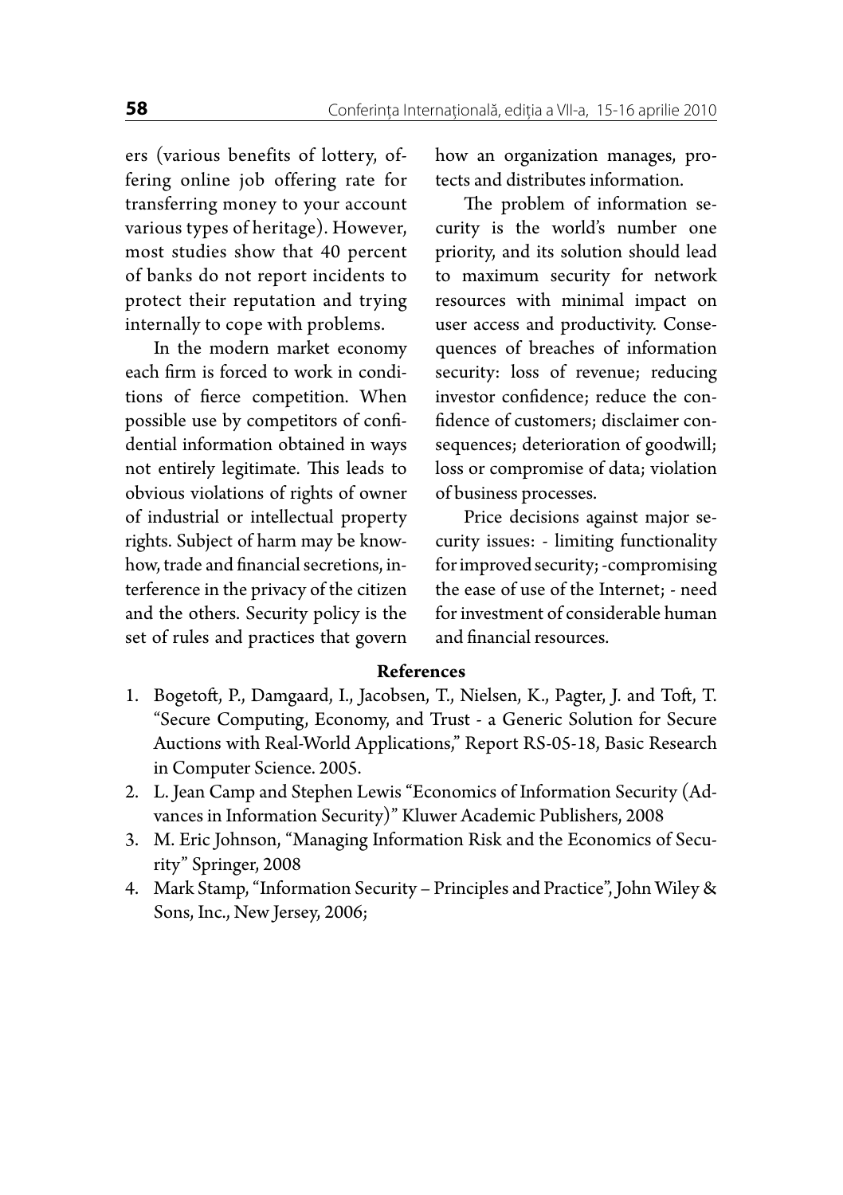ers (various benefits of lottery, offering online job offering rate for transferring money to your account various types of heritage). However, most studies show that 40 percent of banks do not report incidents to protect their reputation and trying internally to cope with problems.

In the modern market economy each firm is forced to work in conditions of fierce competition. When possible use by competitors of confidential information obtained in ways not entirely legitimate. This leads to obvious violations of rights of owner of industrial or intellectual property rights. Subject of harm may be know-how, trade and financial secretions, interference in the privacy of the citizen and the others. Security policy is the set of rules and practices that govern how an organization manages, protects and distributes information.

The problem of information security is the world's number one priority, and its solution should lead to maximum security for network resources with minimal impact on user access and productivity. Consequences of breaches of information security: loss of revenue; reducing investor confidence; reduce the confidence of customers; disclaimer consequences; deterioration of goodwill; loss or compromise of data; violation of business processes.

Price decisions against major security issues: - limiting functionality for improved security; -compromising the ease of use of the Internet; - need for investment of considerable human and financial resources.

## References

1. Bogetoft, P., Damgaard, I., Jacobsen, T., Nielsen, K., Pagter, J. and Toft, T. "Secure Computing, Economy, and Trust - a Generic Solution for Secure Auctions with Real-World Applications," Report RS-05-18, Basic Research in Computer Science. 2005.
2. L. Jean Camp and Stephen Lewis "Economics of Information Security (Advances in Information Security)" Kluwer Academic Publishers, 2008
3. M. Eric Johnson, "Managing Information Risk and the Economics of Security" Springer, 2008
4. Mark Stamp, "Information Security – Principles and Practice", John Wiley & Sons, Inc., New Jersey, 2006;